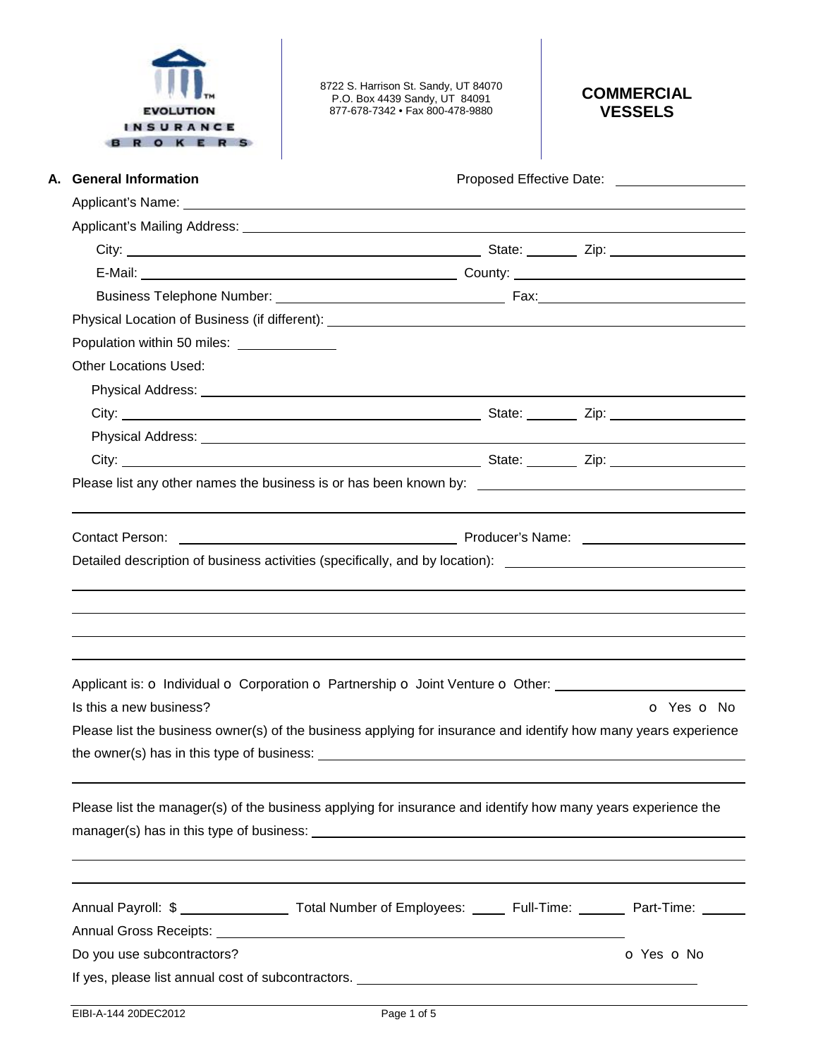EVOLUTION INSURANCE BROKERS

8722 S. Harrison St. Sandy, UT 84070
P.O. Box 4439 Sandy, UT 84091
877-678-7342 • Fax 800-478-9880

# COMMERCIAL VESSELS

## A. General Information

Proposed Effective Date: ______________

Applicant's Name: ______________

Applicant's Mailing Address: ______________

City: ______________ State: ______ Zip: ______________

E-Mail: ______________ County: ______________

Business Telephone Number: ______________ Fax: ______________

Physical Location of Business (if different): ______________

Population within 50 miles: ______________

Other Locations Used:

Physical Address: ______________

City: ______________ State: ______ Zip: ______________

Physical Address: ______________

City: ______________ State: ______ Zip: ______________

Please list any other names the business is or has been known by: ______________

Contact Person: ______________ Producer's Name: ______________

Detailed description of business activities (specifically, and by location): ______________

Applicant is: o Individual o Corporation o Partnership o Joint Venture o Other: ______________

Is this a new business? o Yes o No

Please list the business owner(s) of the business applying for insurance and identify how many years experience the owner(s) has in this type of business: ______________

Please list the manager(s) of the business applying for insurance and identify how many years experience the manager(s) has in this type of business: ______________

Annual Payroll: $ ______________ Total Number of Employees: ______ Full-Time: ______ Part-Time: ______

Annual Gross Receipts: ______________

Do you use subcontractors? o Yes o No

If yes, please list annual cost of subcontractors. ______________

EIBI-A-144 20DEC2012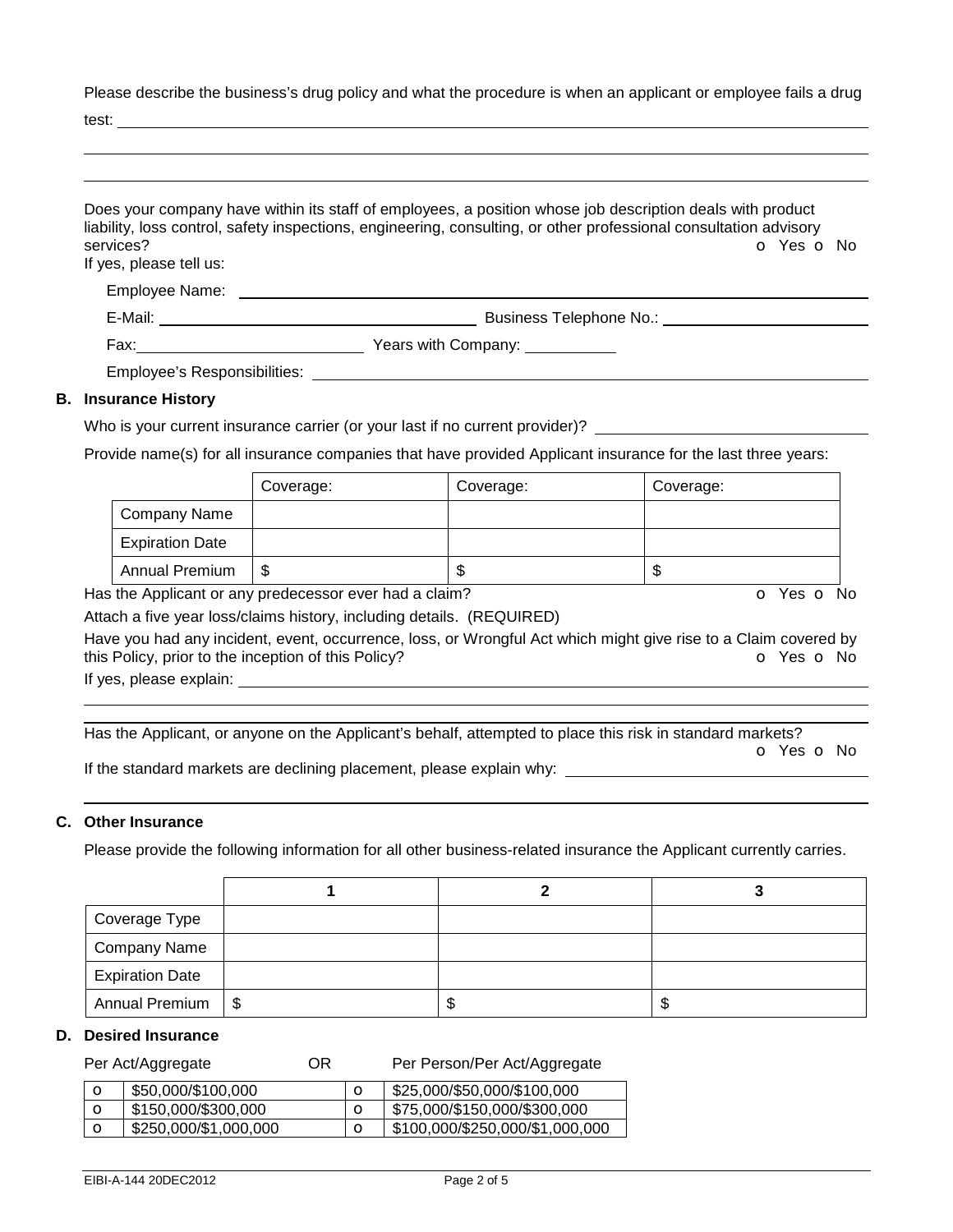Please describe the business's drug policy and what the procedure is when an applicant or employee fails a drug test: \_\_\_\_\_\_\_\_\_\_\_\_\_\_\_\_\_\_\_\_\_\_\_\_\_\_\_\_\_\_\_\_\_\_\_\_\_\_\_\_

Does your company have within its staff of employees, a position whose job description deals with product liability, loss control, safety inspections, engineering, consulting, or other professional consultation advisory services? o Yes o No

If yes, please tell us:

Employee Name: \_\_\_\_\_\_\_\_\_\_\_\_\_\_\_\_\_\_\_\_

E-Mail: \_\_\_\_\_\_\_\_\_\_\_\_\_\_\_\_\_\_\_\_ Business Telephone No.: \_\_\_\_\_\_\_\_\_\_\_\_\_\_\_\_\_\_\_\_

Fax: \_\_\_\_\_\_\_\_\_\_\_\_\_\_\_\_\_\_\_\_ Years with Company: \_\_\_\_\_\_\_\_\_\_

Employee's Responsibilities: \_\_\_\_\_\_\_\_\_\_\_\_\_\_\_\_\_\_\_\_

## B. Insurance History

Who is your current insurance carrier (or your last if no current provider)? \_\_\_\_\_\_\_\_\_\_\_\_\_\_\_\_\_\_\_\_

Provide name(s) for all insurance companies that have provided Applicant insurance for the last three years:

| | Coverage: | Coverage: | Coverage: |
|---|---|---|---|
| Company Name | | | |
| Expiration Date | | | |
| Annual Premium | $ | $ | $ |

Has the Applicant or any predecessor ever had a claim? o Yes o No

Attach a five year loss/claims history, including details. (REQUIRED)

Have you had any incident, event, occurrence, loss, or Wrongful Act which might give rise to a Claim covered by this Policy, prior to the inception of this Policy? o Yes o No

If yes, please explain: \_\_\_\_\_\_\_\_\_\_\_\_\_\_\_\_\_\_\_\_

Has the Applicant, or anyone on the Applicant's behalf, attempted to place this risk in standard markets? o Yes o No

If the standard markets are declining placement, please explain why: \_\_\_\_\_\_\_\_\_\_\_\_\_\_\_\_\_\_\_\_

## C. Other Insurance

Please provide the following information for all other business-related insurance the Applicant currently carries.

| | 1 | 2 | 3 |
|---|---|---|---|
| Coverage Type | | | |
| Company Name | | | |
| Expiration Date | | | |
| Annual Premium | $ | $ | $ |

## D. Desired Insurance

Per Act/Aggregate OR Per Person/Per Act/Aggregate

| | Per Act/Aggregate | | Per Person/Per Act/Aggregate |
|---|---|---|---|
| o | $50,000/$100,000 | o | $25,000/$50,000/$100,000 |
| o | $150,000/$300,000 | o | $75,000/$150,000/$300,000 |
| o | $250,000/$1,000,000 | o | $100,000/$250,000/$1,000,000 |

EIBI-A-144 20DEC2012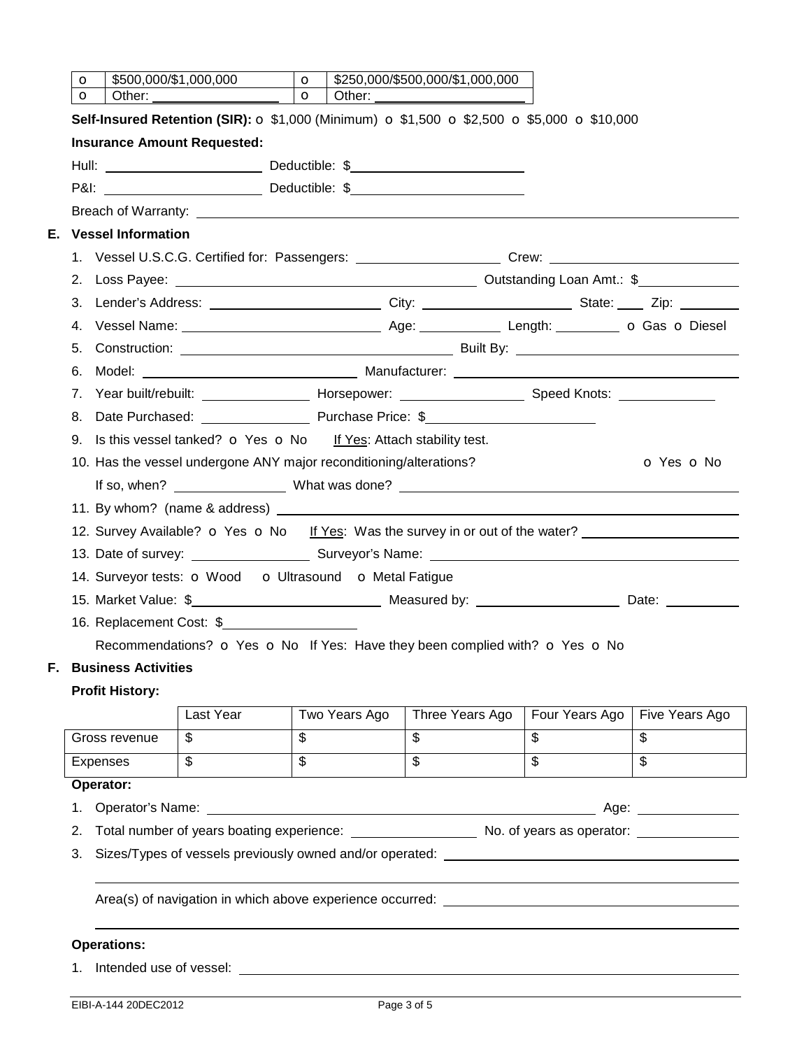| o | $500,000/$1,000,000 | o | $250,000/$500,000/$1,000,000 |
|---|---|---|---|
| o | Other: ________________ | o | Other: ________________ |

**Self-Insured Retention (SIR):** o $1,000 (Minimum) o $1,500 o $2,500 o $5,000 o $10,000

**Insurance Amount Requested:**

Hull: ____________________ Deductible: $____________________

P&I: ____________________ Deductible: $____________________

Breach of Warranty: ____________________________________________

## E. Vessel Information

1. Vessel U.S.C.G. Certified for: Passengers: ________________ Crew: ________________
2. Loss Payee: ________________________________ Outstanding Loan Amt.: $____________
3. Lender's Address: ____________________ City: ________________ State: ____ Zip: ________
4. Vessel Name: ____________________ Age: __________ Length: ________ o Gas o Diesel
5. Construction: ________________________________ Built By: ________________________
6. Model: ________________________ Manufacturer: ________________________________
7. Year built/rebuilt: ______________ Horsepower: ________________ Speed Knots: ____________
8. Date Purchased: ______________ Purchase Price: $____________________
9. Is this vessel tanked? o Yes o No  If Yes: Attach stability test.
10. Has the vessel undergone ANY major reconditioning/alterations? o Yes o No

    If so, when? ______________ What was done? ________________________________
11. By whom? (name & address) ________________________________________________
12. Survey Available? o Yes o No  If Yes: Was the survey in or out of the water? ________________
13. Date of survey: ______________ Surveyor's Name: ________________________________
14. Surveyor tests: o Wood  o Ultrasound  o Metal Fatigue
15. Market Value: $____________________ Measured by: ________________ Date: __________
16. Replacement Cost: $________________

    Recommendations? o Yes o No  If Yes: Have they been complied with? o Yes o No

## F. Business Activities

**Profit History:**

| | Last Year | Two Years Ago | Three Years Ago | Four Years Ago | Five Years Ago |
|---|---|---|---|---|---|
| Gross revenue | $ | $ | $ | $ | $ |
| Expenses | $ | $ | $ | $ | $ |

**Operator:**

1. Operator's Name: ________________________________________________ Age: ____________
2. Total number of years boating experience: ______________ No. of years as operator: ____________
3. Sizes/Types of vessels previously owned and/or operated: ________________________________

   ________________________________________________________________________

   Area(s) of navigation in which above experience occurred: ________________________________

   ________________________________________________________________________

**Operations:**

1. Intended use of vessel: ________________________________________________

EIBI-A-144 20DEC2012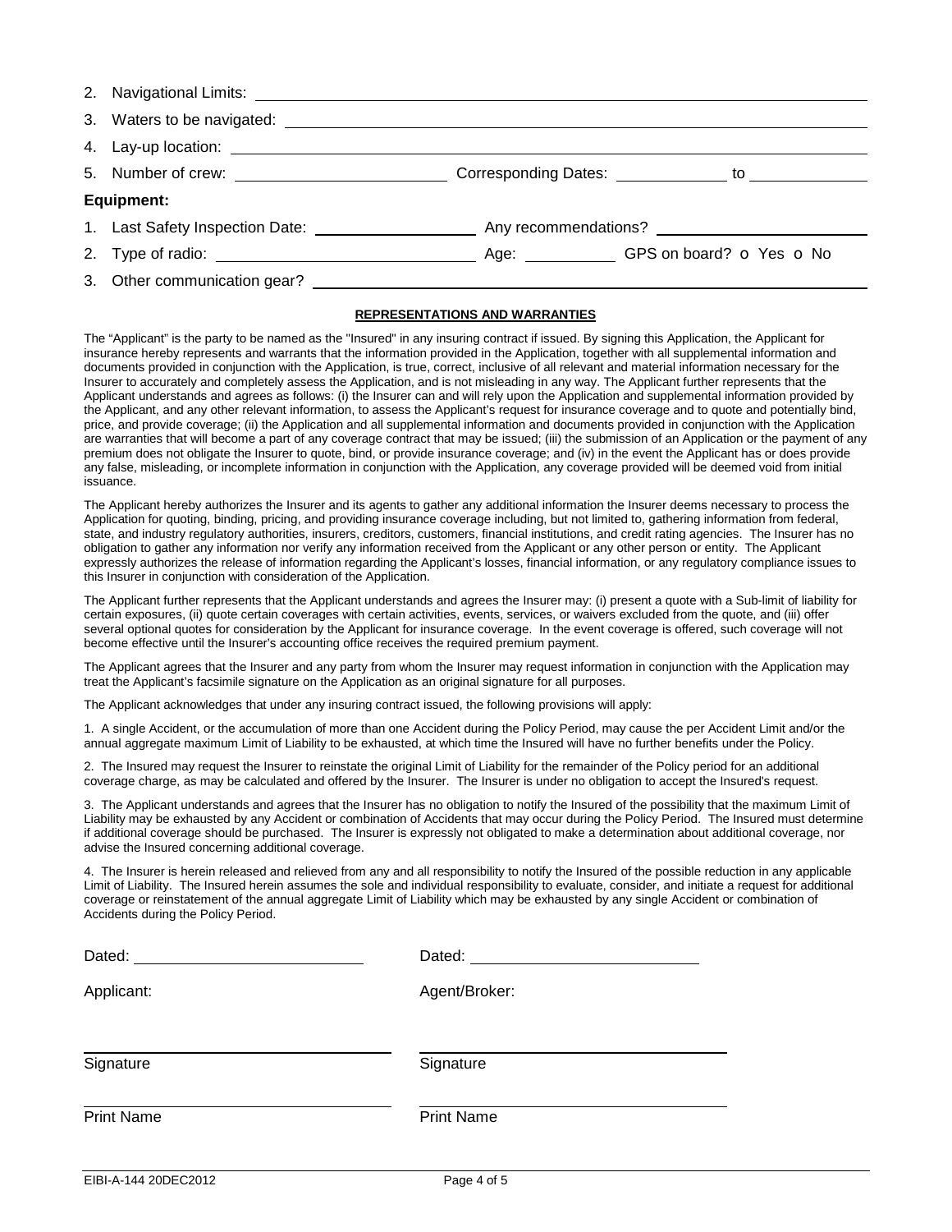2. Navigational Limits: ______________________________

3. Waters to be navigated: ______________________________

4. Lay-up location: ______________________________

5. Number of crew: ____________ Corresponding Dates: ____________ to ____________

**Equipment:**

1. Last Safety Inspection Date: ____________ Any recommendations? ____________

2. Type of radio: ____________ Age: ____________ GPS on board? o Yes o No

3. Other communication gear? ______________________________

**REPRESENTATIONS AND WARRANTIES**

The "Applicant" is the party to be named as the "Insured" in any insuring contract if issued. By signing this Application, the Applicant for insurance hereby represents and warrants that the information provided in the Application, together with all supplemental information and documents provided in conjunction with the Application, is true, correct, inclusive of all relevant and material information necessary for the Insurer to accurately and completely assess the Application, and is not misleading in any way. The Applicant further represents that the Applicant understands and agrees as follows: (i) the Insurer can and will rely upon the Application and supplemental information provided by the Applicant, and any other relevant information, to assess the Applicant's request for insurance coverage and to quote and potentially bind, price, and provide coverage; (ii) the Application and all supplemental information and documents provided in conjunction with the Application are warranties that will become a part of any coverage contract that may be issued; (iii) the submission of an Application or the payment of any premium does not obligate the Insurer to quote, bind, or provide insurance coverage; and (iv) in the event the Applicant has or does provide any false, misleading, or incomplete information in conjunction with the Application, any coverage provided will be deemed void from initial issuance.

The Applicant hereby authorizes the Insurer and its agents to gather any additional information the Insurer deems necessary to process the Application for quoting, binding, pricing, and providing insurance coverage including, but not limited to, gathering information from federal, state, and industry regulatory authorities, insurers, creditors, customers, financial institutions, and credit rating agencies. The Insurer has no obligation to gather any information nor verify any information received from the Applicant or any other person or entity. The Applicant expressly authorizes the release of information regarding the Applicant's losses, financial information, or any regulatory compliance issues to this Insurer in conjunction with consideration of the Application.

The Applicant further represents that the Applicant understands and agrees the Insurer may: (i) present a quote with a Sub-limit of liability for certain exposures, (ii) quote certain coverages with certain activities, events, services, or waivers excluded from the quote, and (iii) offer several optional quotes for consideration by the Applicant for insurance coverage. In the event coverage is offered, such coverage will not become effective until the Insurer's accounting office receives the required premium payment.

The Applicant agrees that the Insurer and any party from whom the Insurer may request information in conjunction with the Application may treat the Applicant's facsimile signature on the Application as an original signature for all purposes.

The Applicant acknowledges that under any insuring contract issued, the following provisions will apply:

1. A single Accident, or the accumulation of more than one Accident during the Policy Period, may cause the per Accident Limit and/or the annual aggregate maximum Limit of Liability to be exhausted, at which time the Insured will have no further benefits under the Policy.

2. The Insured may request the Insurer to reinstate the original Limit of Liability for the remainder of the Policy period for an additional coverage charge, as may be calculated and offered by the Insurer. The Insurer is under no obligation to accept the Insured's request.

3. The Applicant understands and agrees that the Insurer has no obligation to notify the Insured of the possibility that the maximum Limit of Liability may be exhausted by any Accident or combination of Accidents that may occur during the Policy Period. The Insured must determine if additional coverage should be purchased. The Insurer is expressly not obligated to make a determination about additional coverage, nor advise the Insured concerning additional coverage.

4. The Insurer is herein released and relieved from any and all responsibility to notify the Insured of the possible reduction in any applicable Limit of Liability. The Insured herein assumes the sole and individual responsibility to evaluate, consider, and initiate a request for additional coverage or reinstatement of the annual aggregate Limit of Liability which may be exhausted by any single Accident or combination of Accidents during the Policy Period.

Dated: ____________________ Dated: ____________________

Applicant: Agent/Broker:

____________________ ____________________

Signature Signature

____________________ ____________________

Print Name Print Name

EIBI-A-144 20DEC2012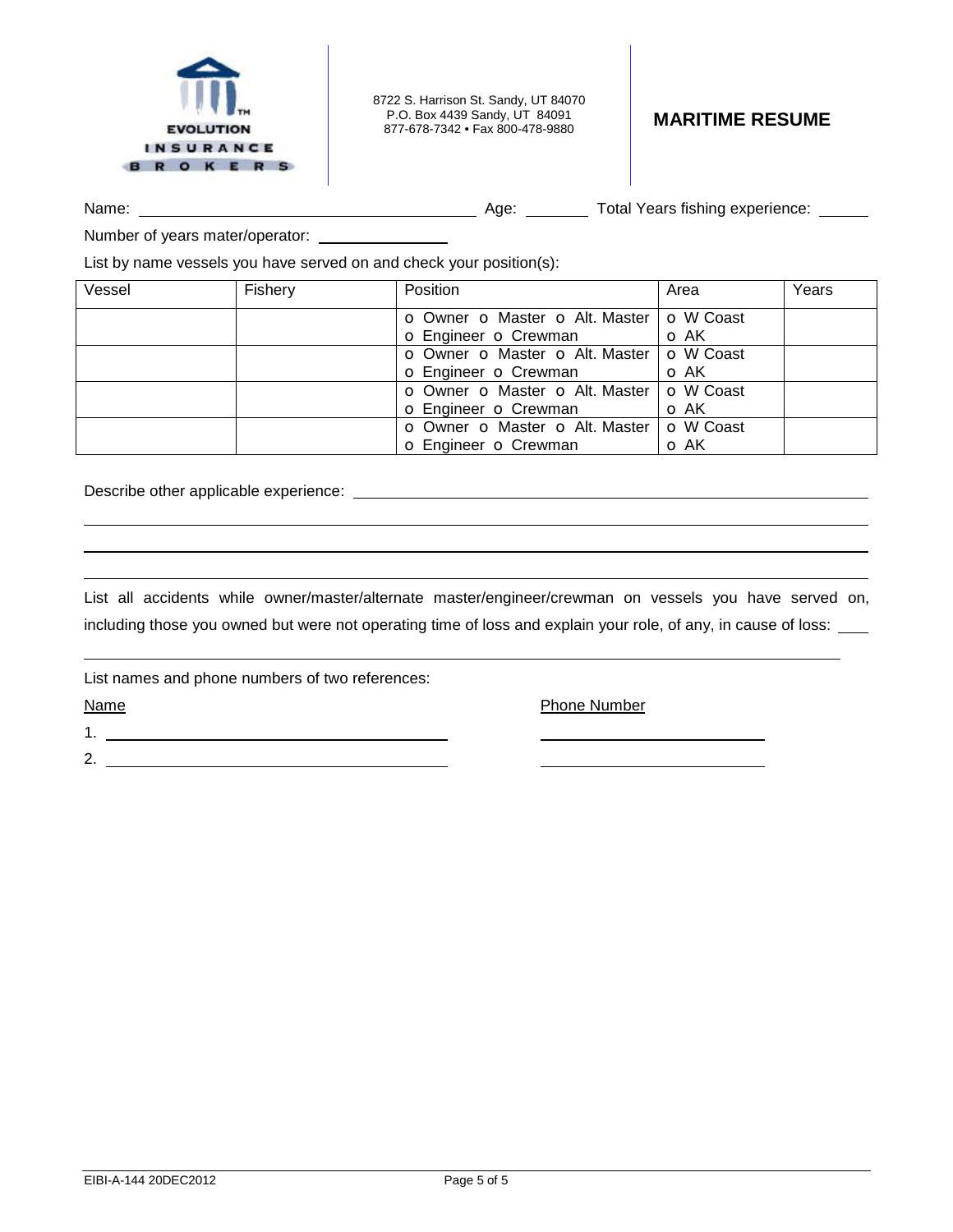EVOLUTION INSURANCE BROKERS

8722 S. Harrison St. Sandy, UT 84070
P.O. Box 4439 Sandy, UT 84091
877-678-7342 • Fax 800-478-9880

# MARITIME RESUME

Name: ______________________________ Age: _______ Total Years fishing experience: _____

Number of years mater/operator: ______________

List by name vessels you have served on and check your position(s):

| Vessel | Fishery | Position | Area | Years |
|---|---|---|---|---|
| | | o Owner o Master o Alt. Master o Engineer o Crewman | o W Coast o AK | |
| | | o Owner o Master o Alt. Master o Engineer o Crewman | o W Coast o AK | |
| | | o Owner o Master o Alt. Master o Engineer o Crewman | o W Coast o AK | |
| | | o Owner o Master o Alt. Master o Engineer o Crewman | o W Coast o AK | |

Describe other applicable experience: ______________________________

______________________________

______________________________

______________________________

List all accidents while owner/master/alternate master/engineer/crewman on vessels you have served on, including those you owned but were not operating time of loss and explain your role, of any, in cause of loss: ____

______________________________

List names and phone numbers of two references:

| Name | Phone Number |
|---|---|
| 1. ______________________ | ______________________ |
| 2. ______________________ | ______________________ |

EIBI-A-144 20DEC2012